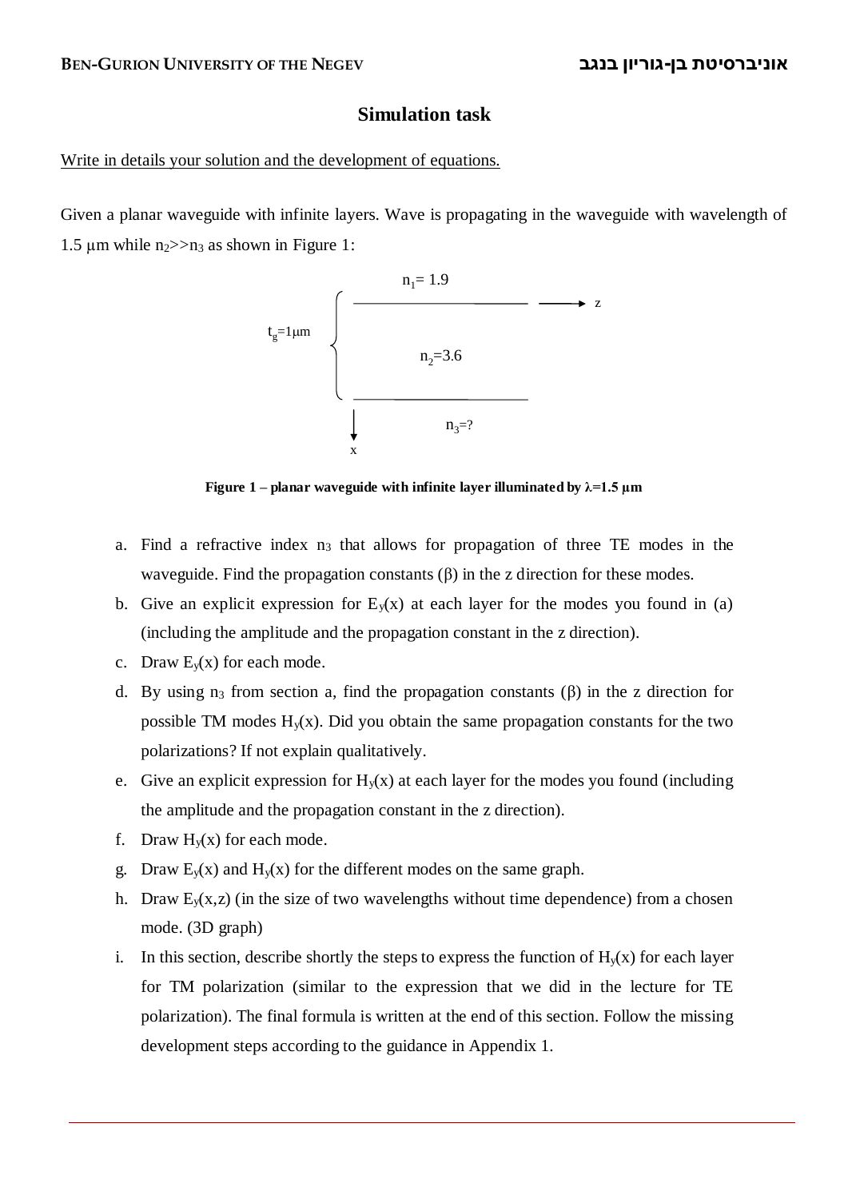# Simulation task

Write in details your solution and the development of equations.

Given a planar waveguide with infinite layers. Wave is propagating in the waveguide with wavelength of 1.5 μm while $n_2 >> n_3$ as shown in Figure 1:

$n_1 = 1.9$

$t_g = 1\mu m$ $\quad n_2 = 3.6$ $\quad$ z

$n_3 = ?$

x

**Figure 1 – planar waveguide with infinite layer illuminated by λ=1.5 μm**

a. Find a refractive index $n_3$ that allows for propagation of three TE modes in the waveguide. Find the propagation constants (β) in the z direction for these modes.

b. Give an explicit expression for $E_y(x)$ at each layer for the modes you found in (a) (including the amplitude and the propagation constant in the z direction).

c. Draw $E_y(x)$ for each mode.

d. By using $n_3$ from section a, find the propagation constants (β) in the z direction for possible TM modes $H_y(x)$. Did you obtain the same propagation constants for the two polarizations? If not explain qualitatively.

e. Give an explicit expression for $H_y(x)$ at each layer for the modes you found (including the amplitude and the propagation constant in the z direction).

f. Draw $H_y(x)$ for each mode.

g. Draw $E_y(x)$ and $H_y(x)$ for the different modes on the same graph.

h. Draw $E_y(x,z)$ (in the size of two wavelengths without time dependence) from a chosen mode. (3D graph)

i. In this section, describe shortly the steps to express the function of $H_y(x)$ for each layer for TM polarization (similar to the expression that we did in the lecture for TE polarization). The final formula is written at the end of this section. Follow the missing development steps according to the guidance in Appendix 1.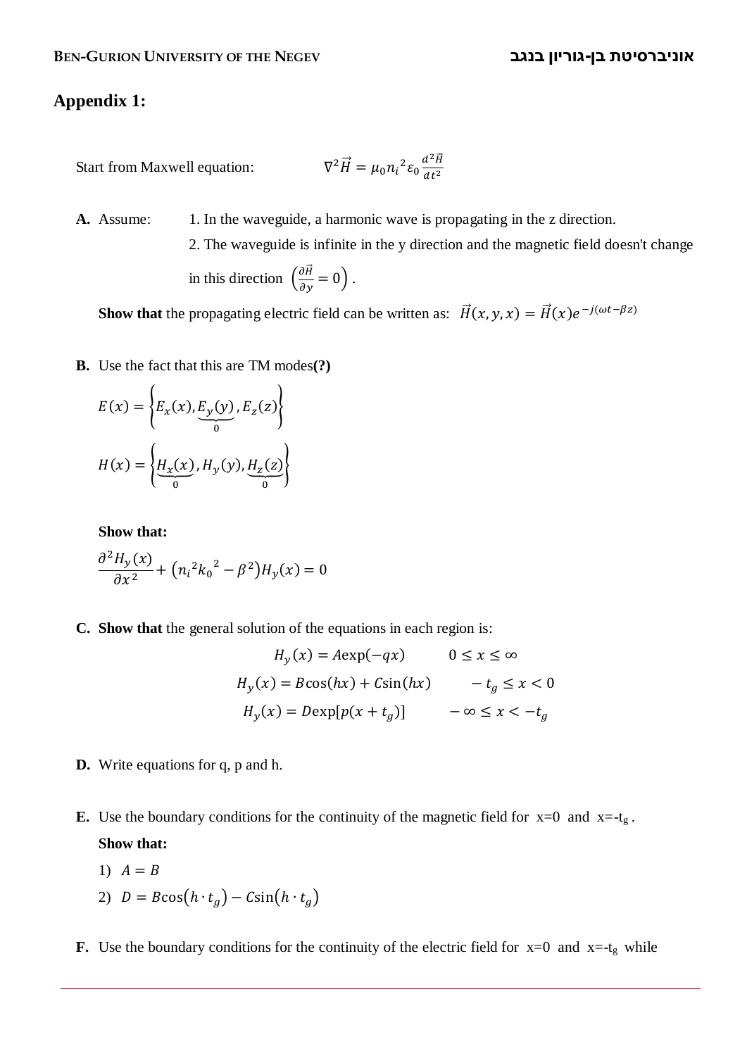## Appendix 1:

Start from Maxwell equation: $\nabla^2 \vec{H} = \mu_0 n_i^2 \varepsilon_0 \frac{d^2 \vec{H}}{dt^2}$

**A.** Assume: 1. In the waveguide, a harmonic wave is propagating in the z direction.

2. The waveguide is infinite in the y direction and the magnetic field doesn't change in this direction $\left(\frac{\partial \vec{H}}{\partial y} = 0\right)$.

**Show that** the propagating electric field can be written as: $\vec{H}(x, y, x) = \vec{H}(x) e^{-j(\omega t - \beta z)}$

**B.** Use the fact that this are TM modes**(?)**

$$E(x) = \left\{E_x(x), \underbrace{E_y(y)}_{0}, E_z(z)\right\}$$

$$H(x) = \left\{\underbrace{H_x(x)}_{0}, H_y(y), \underbrace{H_z(z)}_{0}\right\}$$

**Show that:**

$$\frac{\partial^2 H_y(x)}{\partial x^2} + \left(n_i^2 k_0^2 - \beta^2\right) H_y(x) = 0$$

**C.** **Show that** the general solution of the equations in each region is:

$$H_y(x) = A\exp(-qx) \qquad 0 \le x \le \infty$$

$$H_y(x) = B\cos(hx) + C\sin(hx) \qquad -t_g \le x < 0$$

$$H_y(x) = D\exp[p(x + t_g)] \qquad -\infty \le x < -t_g$$

**D.** Write equations for q, p and h.

**E.** Use the boundary conditions for the continuity of the magnetic field for x=0 and x=-$t_g$.

**Show that:**

1) $A = B$
2) $D = B\cos(h \cdot t_g) - C\sin(h \cdot t_g)$

**F.** Use the boundary conditions for the continuity of the electric field for x=0 and x=-$t_g$ while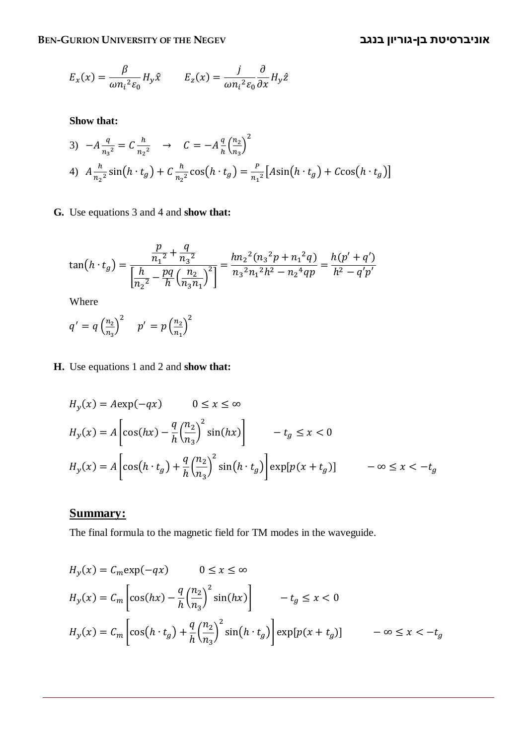$$E_x(x) = \frac{\beta}{\omega {n_i}^2 \varepsilon_0} H_y \hat{x} \qquad E_z(x) = \frac{j}{\omega {n_i}^2 \varepsilon_0} \frac{\partial}{\partial x} H_y \hat{z}$$

**Show that:**

3) $-A\frac{q}{{n_3}^2} = C\frac{h}{{n_2}^2} \quad \rightarrow \quad C = -A\frac{q}{h}\left(\frac{n_2}{n_3}\right)^2$

4) $A\frac{h}{{n_2}^2}\sin(h \cdot t_g) + C\frac{h}{{n_2}^2}\cos(h \cdot t_g) = \frac{P}{{n_1}^2}\left[A\sin(h \cdot t_g) + C\cos(h \cdot t_g)\right]$

**G.** Use equations 3 and 4 and **show that:**

$$\tan(h \cdot t_g) = \frac{\dfrac{p}{{n_1}^2} + \dfrac{q}{{n_3}^2}}{\left[\dfrac{h}{{n_2}^2} - \dfrac{pq}{h}\left(\dfrac{n_2}{n_3 n_1}\right)^2\right]} = \frac{h{n_2}^2({n_3}^2 p + {n_1}^2 q)}{{n_3}^2 {n_1}^2 h^2 - {n_2}^4 qp} = \frac{h(p' + q')}{h^2 - q'p'}$$

Where

$q' = q\left(\frac{n_2}{n_3}\right)^2 \quad p' = p\left(\frac{n_2}{n_1}\right)^2$

**H.** Use equations 1 and 2 and **show that:**

$$H_y(x) = A\exp(-qx) \qquad 0 \le x \le \infty$$

$$H_y(x) = A\left[\cos(hx) - \frac{q}{h}\left(\frac{n_2}{n_3}\right)^2 \sin(hx)\right] \qquad -t_g \le x < 0$$

$$H_y(x) = A\left[\cos(h \cdot t_g) + \frac{q}{h}\left(\frac{n_2}{n_3}\right)^2 \sin(h \cdot t_g)\right]\exp[p(x + t_g)] \qquad -\infty \le x < -t_g$$

## Summary:

The final formula to the magnetic field for TM modes in the waveguide.

$$H_y(x) = C_m\exp(-qx) \qquad 0 \le x \le \infty$$

$$H_y(x) = C_m\left[\cos(hx) - \frac{q}{h}\left(\frac{n_2}{n_3}\right)^2 \sin(hx)\right] \qquad -t_g \le x < 0$$

$$H_y(x) = C_m\left[\cos(h \cdot t_g) + \frac{q}{h}\left(\frac{n_2}{n_3}\right)^2 \sin(h \cdot t_g)\right]\exp[p(x + t_g)] \qquad -\infty \le x < -t_g$$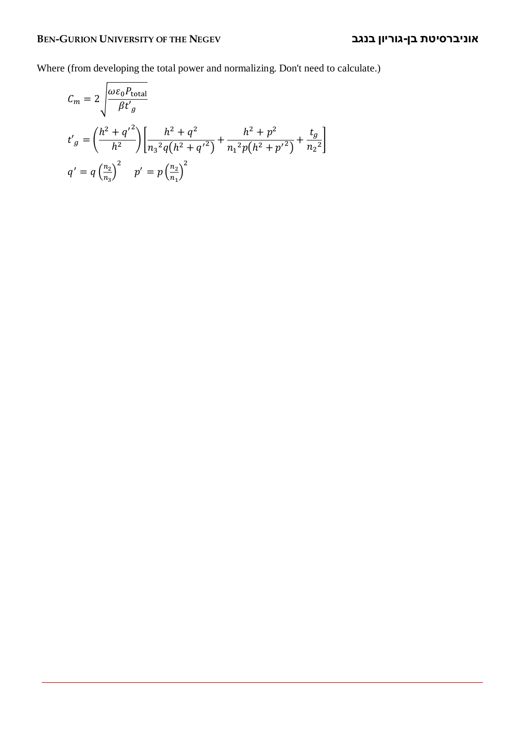Where (from developing the total power and normalizing. Don't need to calculate.)

$$C_m = 2\sqrt{\frac{\omega \varepsilon_0 P_{\text{total}}}{\beta t'_g}}$$

$$t'_g = \left(\frac{h^2 + {q'}^2}{h^2}\right)\left[\frac{h^2 + q^2}{{n_3}^2 q\left(h^2 + {q'}^2\right)} + \frac{h^2 + p^2}{{n_1}^2 p\left(h^2 + {p'}^2\right)} + \frac{t_g}{{n_2}^2}\right]$$

$$q' = q\left(\frac{n_2}{n_3}\right)^2 \qquad p' = p\left(\frac{n_2}{n_1}\right)^2$$